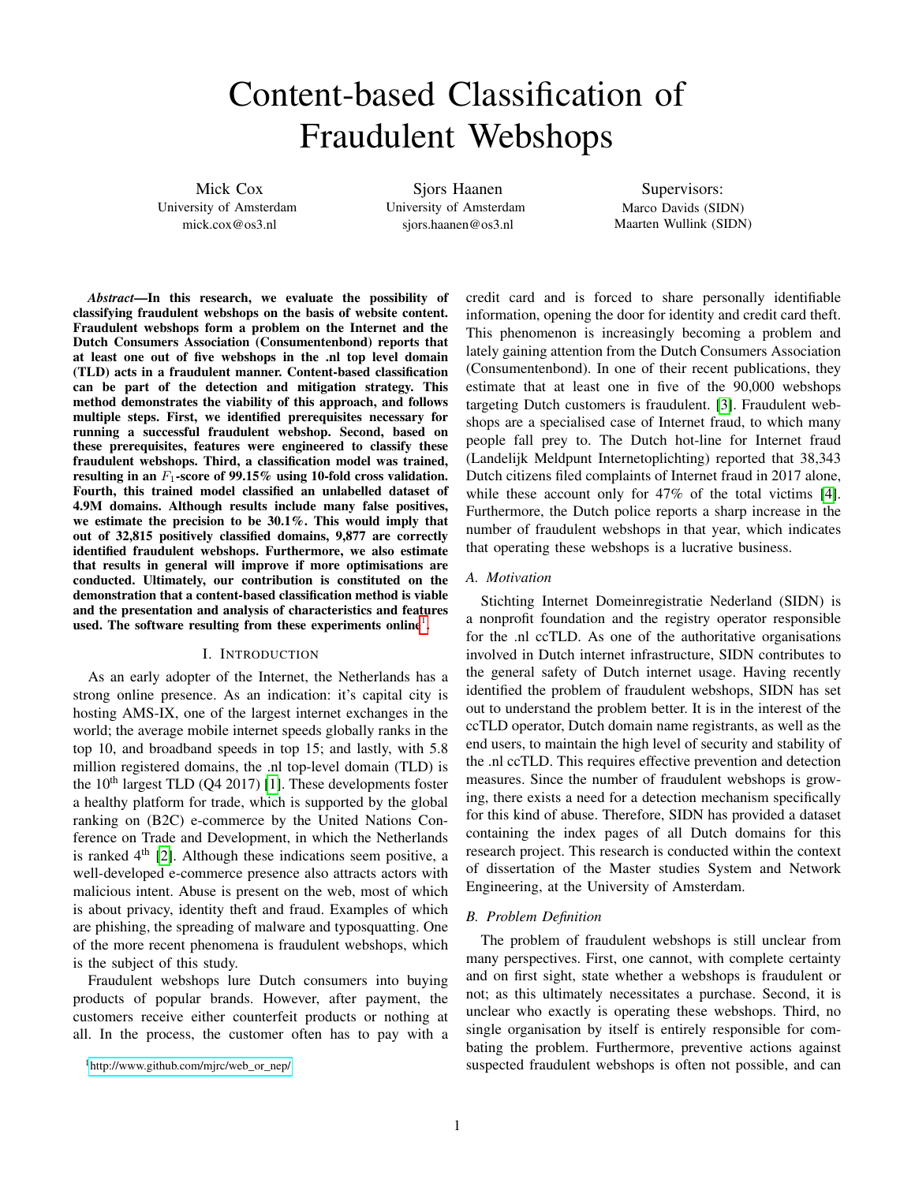# Content-based Classification of Fraudulent Webshops

Mick Cox
University of Amsterdam
mick.cox@os3.nl

Sjors Haanen
University of Amsterdam
sjors.haanen@os3.nl

Supervisors:
Marco Davids (SIDN)
Maarten Wullink (SIDN)

***Abstract*—In this research, we evaluate the possibility of classifying fraudulent webshops on the basis of website content. Fraudulent webshops form a problem on the Internet and the Dutch Consumers Association (Consumentenbond) reports that at least one out of five webshops in the .nl top level domain (TLD) acts in a fraudulent manner. Content-based classification can be part of the detection and mitigation strategy. This method demonstrates the viability of this approach, and follows multiple steps. First, we identified prerequisites necessary for running a successful fraudulent webshop. Second, based on these prerequisites, features were engineered to classify these fraudulent webshops. Third, a classification model was trained, resulting in an $F_1$-score of 99.15% using 10-fold cross validation. Fourth, this trained model classified an unlabelled dataset of 4.9M domains. Although results include many false positives, we estimate the precision to be 30.1%. This would imply that out of 32,815 positively classified domains, 9,877 are correctly identified fraudulent webshops. Furthermore, we also estimate that results in general will improve if more optimisations are conducted. Ultimately, our contribution is constituted on the demonstration that a content-based classification method is viable and the presentation and analysis of characteristics and features used. The software resulting from these experiments online[1].**

## I. Introduction

As an early adopter of the Internet, the Netherlands has a strong online presence. As an indication: it's capital city is hosting AMS-IX, one of the largest internet exchanges in the world; the average mobile internet speeds globally ranks in the top 10, and broadband speeds in top 15; and lastly, with 5.8 million registered domains, the .nl top-level domain (TLD) is the 10th largest TLD (Q4 2017) [1]. These developments foster a healthy platform for trade, which is supported by the global ranking on (B2C) e-commerce by the United Nations Conference on Trade and Development, in which the Netherlands is ranked 4th [2]. Although these indications seem positive, a well-developed e-commerce presence also attracts actors with malicious intent. Abuse is present on the web, most of which is about privacy, identity theft and fraud. Examples of which are phishing, the spreading of malware and typosquatting. One of the more recent phenomena is fraudulent webshops, which is the subject of this study.

Fraudulent webshops lure Dutch consumers into buying products of popular brands. However, after payment, the customers receive either counterfeit products or nothing at all. In the process, the customer often has to pay with a credit card and is forced to share personally identifiable information, opening the door for identity and credit card theft. This phenomenon is increasingly becoming a problem and lately gaining attention from the Dutch Consumers Association (Consumentenbond). In one of their recent publications, they estimate that at least one in five of the 90,000 webshops targeting Dutch customers is fraudulent. [3]. Fraudulent webshops are a specialised case of Internet fraud, to which many people fall prey to. The Dutch hot-line for Internet fraud (Landelijk Meldpunt Internetoplichting) reported that 38,343 Dutch citizens filed complaints of Internet fraud in 2017 alone, while these account only for 47% of the total victims [4]. Furthermore, the Dutch police reports a sharp increase in the number of fraudulent webshops in that year, which indicates that operating these webshops is a lucrative business.

### A. Motivation

Stichting Internet Domeinregistratie Nederland (SIDN) is a nonprofit foundation and the registry operator responsible for the .nl ccTLD. As one of the authoritative organisations involved in Dutch internet infrastructure, SIDN contributes to the general safety of Dutch internet usage. Having recently identified the problem of fraudulent webshops, SIDN has set out to understand the problem better. It is in the interest of the ccTLD operator, Dutch domain name registrants, as well as the end users, to maintain the high level of security and stability of the .nl ccTLD. This requires effective prevention and detection measures. Since the number of fraudulent webshops is growing, there exists a need for a detection mechanism specifically for this kind of abuse. Therefore, SIDN has provided a dataset containing the index pages of all Dutch domains for this research project. This research is conducted within the context of dissertation of the Master studies System and Network Engineering, at the University of Amsterdam.

### B. Problem Definition

The problem of fraudulent webshops is still unclear from many perspectives. First, one cannot, with complete certainty and on first sight, state whether a webshops is fraudulent or not; as this ultimately necessitates a purchase. Second, it is unclear who exactly is operating these webshops. Third, no single organisation by itself is entirely responsible for combating the problem. Furthermore, preventive actions against suspected fraudulent webshops is often not possible, and can

[1] http://www.github.com/mjrc/web_or_nep/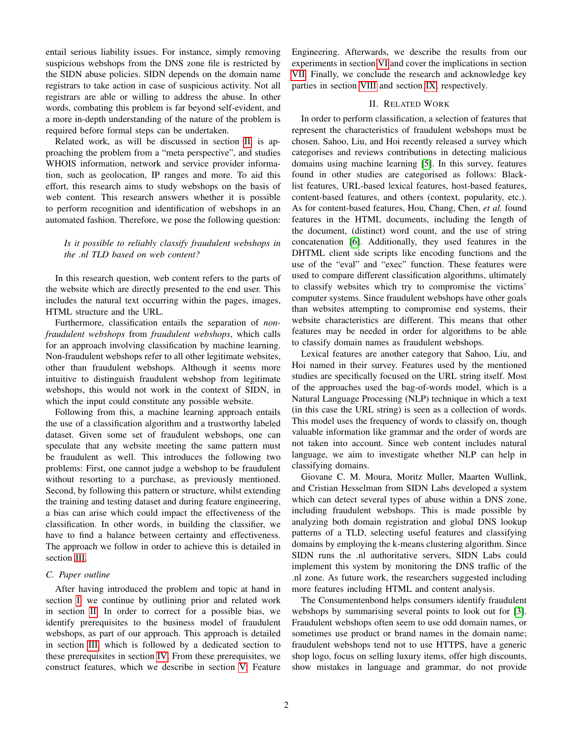entail serious liability issues. For instance, simply removing suspicious webshops from the DNS zone file is restricted by the SIDN abuse policies. SIDN depends on the domain name registrars to take action in case of suspicious activity. Not all registrars are able or willing to address the abuse. In other words, combating this problem is far beyond self-evident, and a more in-depth understanding of the nature of the problem is required before formal steps can be undertaken.

Related work, as will be discussed in section II, is approaching the problem from a "meta perspective", and studies WHOIS information, network and service provider information, such as geolocation, IP ranges and more. To aid this effort, this research aims to study webshops on the basis of web content. This research answers whether it is possible to perform recognition and identification of webshops in an automated fashion. Therefore, we pose the following question:

> *Is it possible to reliably classify fraudulent webshops in the .nl TLD based on web content?*

In this research question, web content refers to the parts of the website which are directly presented to the end user. This includes the natural text occurring within the pages, images, HTML structure and the URL.

Furthermore, classification entails the separation of *non-fraudulent webshops* from *fraudulent webshops*, which calls for an approach involving classification by machine learning. Non-fraudulent webshops refer to all other legitimate websites, other than fraudulent webshops. Although it seems more intuitive to distinguish fraudulent webshop from legitimate webshops, this would not work in the context of SIDN, in which the input could constitute any possible website.

Following from this, a machine learning approach entails the use of a classification algorithm and a trustworthy labeled dataset. Given some set of fraudulent webshops, one can speculate that any website meeting the same pattern must be fraudulent as well. This introduces the following two problems: First, one cannot judge a webshop to be fraudulent without resorting to a purchase, as previously mentioned. Second, by following this pattern or structure, whilst extending the training and testing dataset and during feature engineering, a bias can arise which could impact the effectiveness of the classification. In other words, in building the classifier, we have to find a balance between certainty and effectiveness. The approach we follow in order to achieve this is detailed in section III.

### C. Paper outline

After having introduced the problem and topic at hand in section I, we continue by outlining prior and related work in section II. In order to correct for a possible bias, we identify prerequisites to the business model of fraudulent webshops, as part of our approach. This approach is detailed in section III, which is followed by a dedicated section to these prerequisites in section IV. From these prerequisites, we construct features, which we describe in section V: Feature Engineering. Afterwards, we describe the results from our experiments in section VI and cover the implications in section VII. Finally, we conclude the research and acknowledge key parties in section VIII and section IX, respectively.

## II. Related Work

In order to perform classification, a selection of features that represent the characteristics of fraudulent webshops must be chosen. Sahoo, Liu, and Hoi recently released a survey which categorises and reviews contributions in detecting malicious domains using machine learning [5]. In this survey, features found in other studies are categorised as follows: Blacklist features, URL-based lexical features, host-based features, content-based features, and others (context, popularity, etc.). As for content-based features, Hou, Chang, Chen, *et al.* found features in the HTML documents, including the length of the document, (distinct) word count, and the use of string concatenation [6]. Additionally, they used features in the DHTML client side scripts like encoding functions and the use of the "eval" and "exec" function. These features were used to compare different classification algorithms, ultimately to classify websites which try to compromise the victims' computer systems. Since fraudulent webshops have other goals than websites attempting to compromise end systems, their website characteristics are different. This means that other features may be needed in order for algorithms to be able to classify domain names as fraudulent webshops.

Lexical features are another category that Sahoo, Liu, and Hoi named in their survey. Features used by the mentioned studies are specifically focused on the URL string itself. Most of the approaches used the bag-of-words model, which is a Natural Language Processing (NLP) technique in which a text (in this case the URL string) is seen as a collection of words. This model uses the frequency of words to classify on, though valuable information like grammar and the order of words are not taken into account. Since web content includes natural language, we aim to investigate whether NLP can help in classifying domains.

Giovane C. M. Moura, Moritz Muller, Maarten Wullink, and Cristian Hesselman from SIDN Labs developed a system which can detect several types of abuse within a DNS zone, including fraudulent webshops. This is made possible by analyzing both domain registration and global DNS lookup patterns of a TLD, selecting useful features and classifying domains by employing the k-means clustering algorithm. Since SIDN runs the .nl authoritative servers, SIDN Labs could implement this system by monitoring the DNS traffic of the .nl zone. As future work, the researchers suggested including more features including HTML and content analysis.

The Consumentenbond helps consumers identify fraudulent webshops by summarising several points to look out for [3]. Fraudulent webshops often seem to use odd domain names, or sometimes use product or brand names in the domain name; fraudulent webshops tend not to use HTTPS, have a generic shop logo, focus on selling luxury items, offer high discounts, show mistakes in language and grammar, do not provide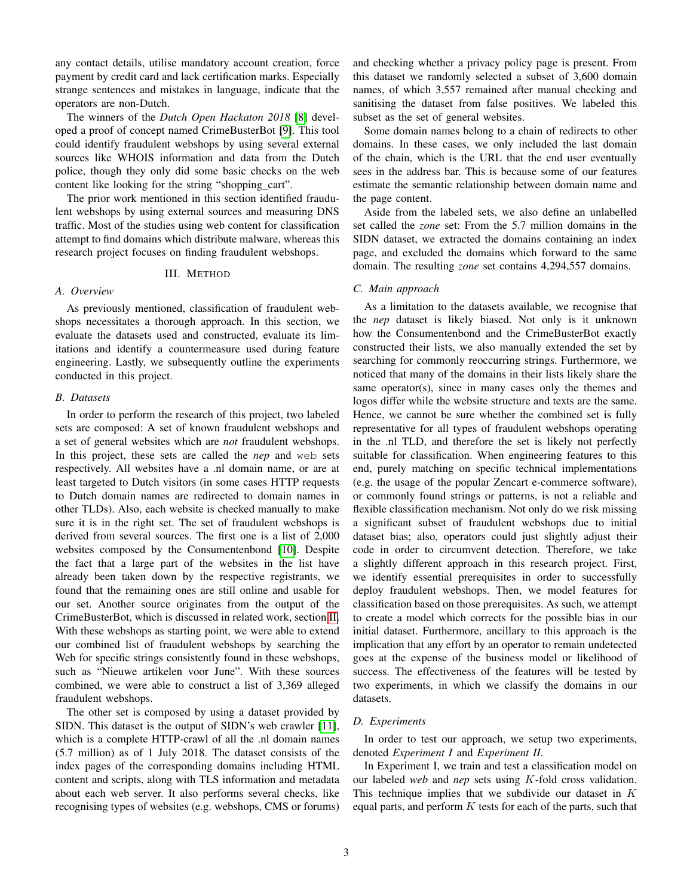any contact details, utilise mandatory account creation, force payment by credit card and lack certification marks. Especially strange sentences and mistakes in language, indicate that the operators are non-Dutch.

The winners of the *Dutch Open Hackaton 2018* [8] developed a proof of concept named CrimeBusterBot [9]. This tool could identify fraudulent webshops by using several external sources like WHOIS information and data from the Dutch police, though they only did some basic checks on the web content like looking for the string "shopping_cart".

The prior work mentioned in this section identified fraudulent webshops by using external sources and measuring DNS traffic. Most of the studies using web content for classification attempt to find domains which distribute malware, whereas this research project focuses on finding fraudulent webshops.

## III. Method

### A. Overview

As previously mentioned, classification of fraudulent webshops necessitates a thorough approach. In this section, we evaluate the datasets used and constructed, evaluate its limitations and identify a countermeasure used during feature engineering. Lastly, we subsequently outline the experiments conducted in this project.

### B. Datasets

In order to perform the research of this project, two labeled sets are composed: A set of known fraudulent webshops and a set of general websites which are *not* fraudulent webshops. In this project, these sets are called the *nep* and `web` sets respectively. All websites have a .nl domain name, or are at least targeted to Dutch visitors (in some cases HTTP requests to Dutch domain names are redirected to domain names in other TLDs). Also, each website is checked manually to make sure it is in the right set. The set of fraudulent webshops is derived from several sources. The first one is a list of 2,000 websites composed by the Consumentenbond [10]. Despite the fact that a large part of the websites in the list have already been taken down by the respective registrants, we found that the remaining ones are still online and usable for our set. Another source originates from the output of the CrimeBusterBot, which is discussed in related work, section II. With these webshops as starting point, we were able to extend our combined list of fraudulent webshops by searching the Web for specific strings consistently found in these webshops, such as "Nieuwe artikelen voor June". With these sources combined, we were able to construct a list of 3,369 alleged fraudulent webshops.

The other set is composed by using a dataset provided by SIDN. This dataset is the output of SIDN's web crawler [11], which is a complete HTTP-crawl of all the .nl domain names (5.7 million) as of 1 July 2018. The dataset consists of the index pages of the corresponding domains including HTML content and scripts, along with TLS information and metadata about each web server. It also performs several checks, like recognising types of websites (e.g. webshops, CMS or forums) and checking whether a privacy policy page is present. From this dataset we randomly selected a subset of 3,600 domain names, of which 3,557 remained after manual checking and sanitising the dataset from false positives. We labeled this subset as the set of general websites.

Some domain names belong to a chain of redirects to other domains. In these cases, we only included the last domain of the chain, which is the URL that the end user eventually sees in the address bar. This is because some of our features estimate the semantic relationship between domain name and the page content.

Aside from the labeled sets, we also define an unlabelled set called the *zone* set: From the 5.7 million domains in the SIDN dataset, we extracted the domains containing an index page, and excluded the domains which forward to the same domain. The resulting *zone* set contains 4,294,557 domains.

### C. Main approach

As a limitation to the datasets available, we recognise that the *nep* dataset is likely biased. Not only is it unknown how the Consumentenbond and the CrimeBusterBot exactly constructed their lists, we also manually extended the set by searching for commonly reoccurring strings. Furthermore, we noticed that many of the domains in their lists likely share the same operator(s), since in many cases only the themes and logos differ while the website structure and texts are the same. Hence, we cannot be sure whether the combined set is fully representative for all types of fraudulent webshops operating in the .nl TLD, and therefore the set is likely not perfectly suitable for classification. When engineering features to this end, purely matching on specific technical implementations (e.g. the usage of the popular Zencart e-commerce software), or commonly found strings or patterns, is not a reliable and flexible classification mechanism. Not only do we risk missing a significant subset of fraudulent webshops due to initial dataset bias; also, operators could just slightly adjust their code in order to circumvent detection. Therefore, we take a slightly different approach in this research project. First, we identify essential prerequisites in order to successfully deploy fraudulent webshops. Then, we model features for classification based on those prerequisites. As such, we attempt to create a model which corrects for the possible bias in our initial dataset. Furthermore, ancillary to this approach is the implication that any effort by an operator to remain undetected goes at the expense of the business model or likelihood of success. The effectiveness of the features will be tested by two experiments, in which we classify the domains in our datasets.

### D. Experiments

In order to test our approach, we setup two experiments, denoted *Experiment I* and *Experiment II*.

In Experiment I, we train and test a classification model on our labeled *web* and *nep* sets using $K$-fold cross validation. This technique implies that we subdivide our dataset in $K$ equal parts, and perform $K$ tests for each of the parts, such that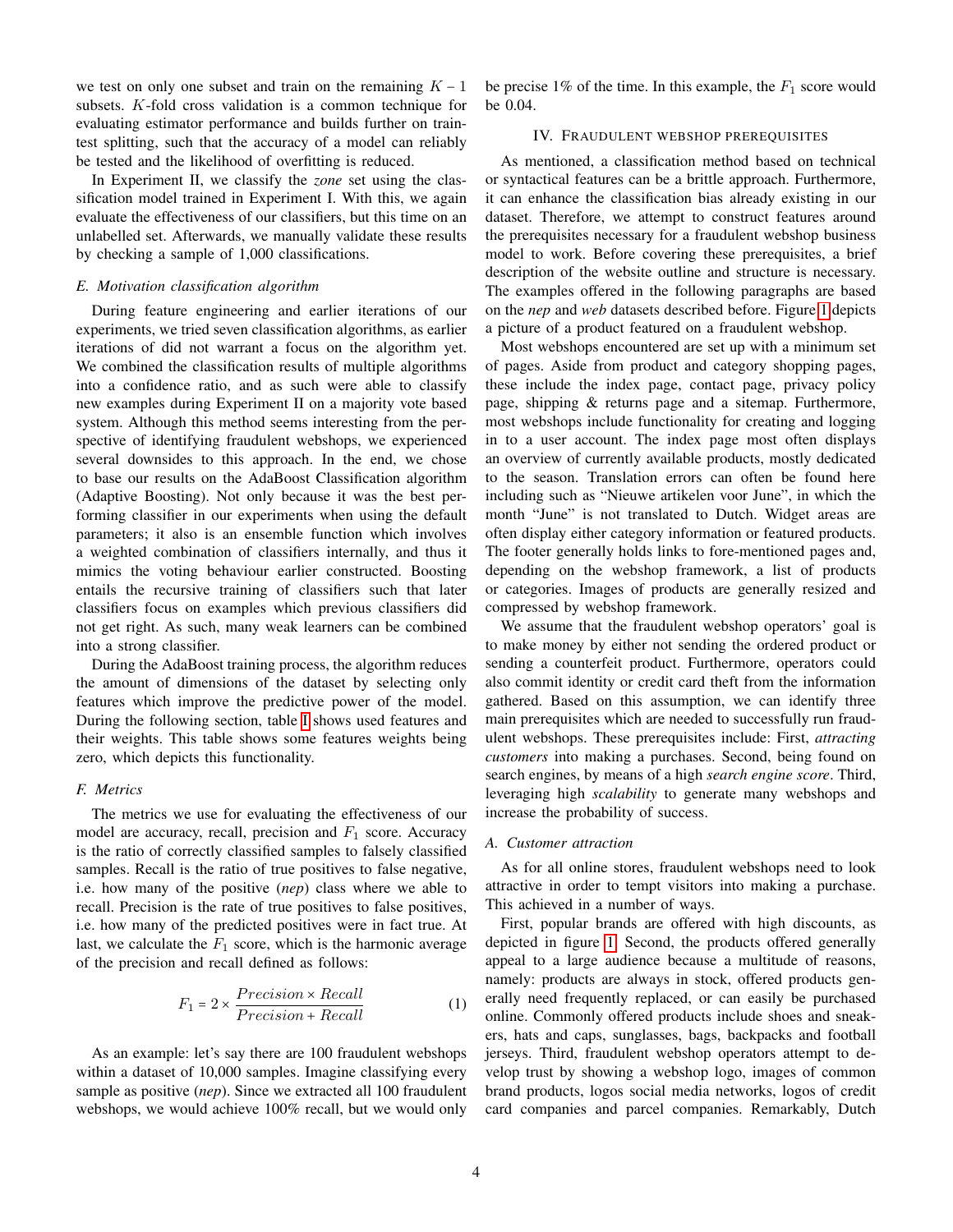we test on only one subset and train on the remaining $K - 1$ subsets. $K$-fold cross validation is a common technique for evaluating estimator performance and builds further on train-test splitting, such that the accuracy of a model can reliably be tested and the likelihood of overfitting is reduced.

In Experiment II, we classify the *zone* set using the classification model trained in Experiment I. With this, we again evaluate the effectiveness of our classifiers, but this time on an unlabelled set. Afterwards, we manually validate these results by checking a sample of 1,000 classifications.

### *E. Motivation classification algorithm*

During feature engineering and earlier iterations of our experiments, we tried seven classification algorithms, as earlier iterations of did not warrant a focus on the algorithm yet. We combined the classification results of multiple algorithms into a confidence ratio, and as such were able to classify new examples during Experiment II on a majority vote based system. Although this method seems interesting from the perspective of identifying fraudulent webshops, we experienced several downsides to this approach. In the end, we chose to base our results on the AdaBoost Classification algorithm (Adaptive Boosting). Not only because it was the best performing classifier in our experiments when using the default parameters; it also is an ensemble function which involves a weighted combination of classifiers internally, and thus it mimics the voting behaviour earlier constructed. Boosting entails the recursive training of classifiers such that later classifiers focus on examples which previous classifiers did not get right. As such, many weak learners can be combined into a strong classifier.

During the AdaBoost training process, the algorithm reduces the amount of dimensions of the dataset by selecting only features which improve the predictive power of the model. During the following section, table I shows used features and their weights. This table shows some features weights being zero, which depicts this functionality.

### *F. Metrics*

The metrics we use for evaluating the effectiveness of our model are accuracy, recall, precision and $F_1$ score. Accuracy is the ratio of correctly classified samples to falsely classified samples. Recall is the ratio of true positives to false negative, i.e. how many of the positive (*nep*) class where we able to recall. Precision is the rate of true positives to false positives, i.e. how many of the predicted positives were in fact true. At last, we calculate the $F_1$ score, which is the harmonic average of the precision and recall defined as follows:

$$F_1 = 2 \times \frac{Precision \times Recall}{Precision + Recall} \tag{1}$$

As an example: let's say there are 100 fraudulent webshops within a dataset of 10,000 samples. Imagine classifying every sample as positive (*nep*). Since we extracted all 100 fraudulent webshops, we would achieve 100% recall, but we would only be precise 1% of the time. In this example, the $F_1$ score would be 0.04.

## IV. Fraudulent webshop prerequisites

As mentioned, a classification method based on technical or syntactical features can be a brittle approach. Furthermore, it can enhance the classification bias already existing in our dataset. Therefore, we attempt to construct features around the prerequisites necessary for a fraudulent webshop business model to work. Before covering these prerequisites, a brief description of the website outline and structure is necessary. The examples offered in the following paragraphs are based on the *nep* and *web* datasets described before. Figure 1 depicts a picture of a product featured on a fraudulent webshop.

Most webshops encountered are set up with a minimum set of pages. Aside from product and category shopping pages, these include the index page, contact page, privacy policy page, shipping & returns page and a sitemap. Furthermore, most webshops include functionality for creating and logging in to a user account. The index page most often displays an overview of currently available products, mostly dedicated to the season. Translation errors can often be found here including such as "Nieuwe artikelen voor June", in which the month "June" is not translated to Dutch. Widget areas are often display either category information or featured products. The footer generally holds links to fore-mentioned pages and, depending on the webshop framework, a list of products or categories. Images of products are generally resized and compressed by webshop framework.

We assume that the fraudulent webshop operators' goal is to make money by either not sending the ordered product or sending a counterfeit product. Furthermore, operators could also commit identity or credit card theft from the information gathered. Based on this assumption, we can identify three main prerequisites which are needed to successfully run fraudulent webshops. These prerequisites include: First, *attracting customers* into making a purchases. Second, being found on search engines, by means of a high *search engine score*. Third, leveraging high *scalability* to generate many webshops and increase the probability of success.

### *A. Customer attraction*

As for all online stores, fraudulent webshops need to look attractive in order to tempt visitors into making a purchase. This achieved in a number of ways.

First, popular brands are offered with high discounts, as depicted in figure 1. Second, the products offered generally appeal to a large audience because a multitude of reasons, namely: products are always in stock, offered products generally need frequently replaced, or can easily be purchased online. Commonly offered products include shoes and sneakers, hats and caps, sunglasses, bags, backpacks and football jerseys. Third, fraudulent webshop operators attempt to develop trust by showing a webshop logo, images of common brand products, logos social media networks, logos of credit card companies and parcel companies. Remarkably, Dutch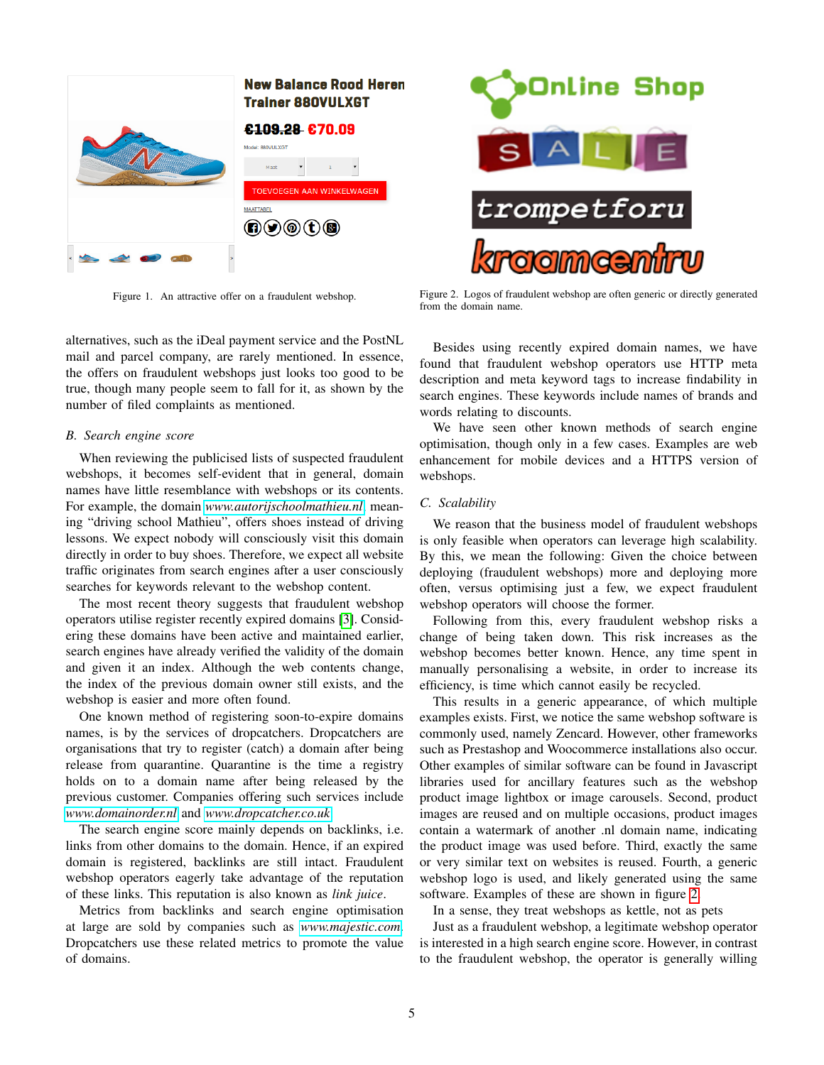Figure 1. An attractive offer on a fraudulent webshop.

Figure 2. Logos of fraudulent webshop are often generic or directly generated from the domain name.

alternatives, such as the iDeal payment service and the PostNL mail and parcel company, are rarely mentioned. In essence, the offers on fraudulent webshops just looks too good to be true, though many people seem to fall for it, as shown by the number of filed complaints as mentioned.

### B. Search engine score

When reviewing the publicised lists of suspected fraudulent webshops, it becomes self-evident that in general, domain names have little resemblance with webshops or its contents. For example, the domain www.autorijschoolmathieu.nl meaning "driving school Mathieu", offers shoes instead of driving lessons. We expect nobody will consciously visit this domain directly in order to buy shoes. Therefore, we expect all website traffic originates from search engines after a user consciously searches for keywords relevant to the webshop content.

The most recent theory suggests that fraudulent webshop operators utilise register recently expired domains [3]. Considering these domains have been active and maintained earlier, search engines have already verified the validity of the domain and given it an index. Although the web contents change, the index of the previous domain owner still exists, and the webshop is easier and more often found.

One known method of registering soon-to-expire domains names, is by the services of dropcatchers. Dropcatchers are organisations that try to register (catch) a domain after being release from quarantine. Quarantine is the time a registry holds on to a domain name after being released by the previous customer. Companies offering such services include www.domainorder.nl and www.dropcatcher.co.uk

The search engine score mainly depends on backlinks, i.e. links from other domains to the domain. Hence, if an expired domain is registered, backlinks are still intact. Fraudulent webshop operators eagerly take advantage of the reputation of these links. This reputation is also known as *link juice*.

Metrics from backlinks and search engine optimisation at large are sold by companies such as www.majestic.com. Dropcatchers use these related metrics to promote the value of domains.

Besides using recently expired domain names, we have found that fraudulent webshop operators use HTTP meta description and meta keyword tags to increase findability in search engines. These keywords include names of brands and words relating to discounts.

We have seen other known methods of search engine optimisation, though only in a few cases. Examples are web enhancement for mobile devices and a HTTPS version of webshops.

### C. Scalability

We reason that the business model of fraudulent webshops is only feasible when operators can leverage high scalability. By this, we mean the following: Given the choice between deploying (fraudulent webshops) more and deploying more often, versus optimising just a few, we expect fraudulent webshop operators will choose the former.

Following from this, every fraudulent webshop risks a change of being taken down. This risk increases as the webshop becomes better known. Hence, any time spent in manually personalising a website, in order to increase its efficiency, is time which cannot easily be recycled.

This results in a generic appearance, of which multiple examples exists. First, we notice the same webshop software is commonly used, namely Zencard. However, other frameworks such as Prestashop and Woocommerce installations also occur. Other examples of similar software can be found in Javascript libraries used for ancillary features such as the webshop product image lightbox or image carousels. Second, product images are reused and on multiple occasions, product images contain a watermark of another .nl domain name, indicating the product image was used before. Third, exactly the same or very similar text on websites is reused. Fourth, a generic webshop logo is used, and likely generated using the same software. Examples of these are shown in figure 2.

In a sense, they treat webshops as kettle, not as pets

Just as a fraudulent webshop, a legitimate webshop operator is interested in a high search engine score. However, in contrast to the fraudulent webshop, the operator is generally willing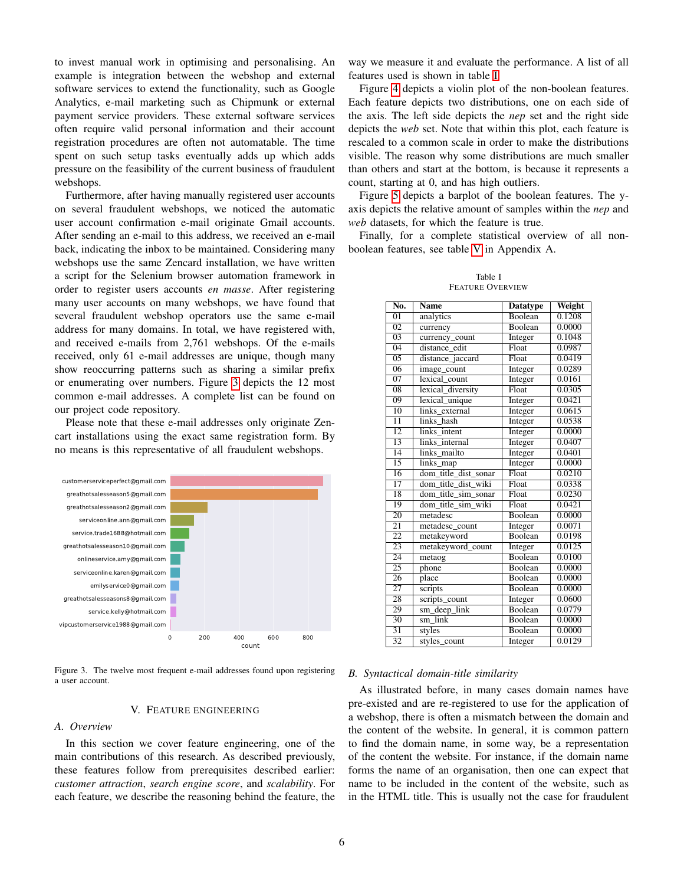to invest manual work in optimising and personalising. An example is integration between the webshop and external software services to extend the functionality, such as Google Analytics, e-mail marketing such as Chipmunk or external payment service providers. These external software services often require valid personal information and their account registration procedures are often not automatable. The time spent on such setup tasks eventually adds up which adds pressure on the feasibility of the current business of fraudulent webshops.

Furthermore, after having manually registered user accounts on several fraudulent webshops, we noticed the automatic user account confirmation e-mail originate Gmail accounts. After sending an e-mail to this address, we received an e-mail back, indicating the inbox to be maintained. Considering many webshops use the same Zencard installation, we have written a script for the Selenium browser automation framework in order to register users accounts *en masse*. After registering many user accounts on many webshops, we have found that several fraudulent webshop operators use the same e-mail address for many domains. In total, we have registered with, and received e-mails from 2,761 webshops. Of the e-mails received, only 61 e-mail addresses are unique, though many show reoccurring patterns such as sharing a similar prefix or enumerating over numbers. Figure 3 depicts the 12 most common e-mail addresses. A complete list can be found on our project code repository.

Please note that these e-mail addresses only originate Zencart installations using the exact same registration form. By no means is this representative of all fraudulent webshops.

Figure 3. The twelve most frequent e-mail addresses found upon registering a user account.

## V. Feature Engineering

### A. Overview

In this section we cover feature engineering, one of the main contributions of this research. As described previously, these features follow from prerequisites described earlier: *customer attraction*, *search engine score*, and *scalability*. For each feature, we describe the reasoning behind the feature, the way we measure it and evaluate the performance. A list of all features used is shown in table I.

Figure 4 depicts a violin plot of the non-boolean features. Each feature depicts two distributions, one on each side of the axis. The left side depicts the *nep* set and the right side depicts the *web* set. Note that within this plot, each feature is rescaled to a common scale in order to make the distributions visible. The reason why some distributions are much smaller than others and start at the bottom, is because it represents a count, starting at 0, and has high outliers.

Figure 5 depicts a barplot of the boolean features. The y-axis depicts the relative amount of samples within the *nep* and *web* datasets, for which the feature is true.

Finally, for a complete statistical overview of all non-boolean features, see table V in Appendix A.

Table I
Feature Overview

| No. | Name | Datatype | Weight |
|---|---|---|---|
| 01 | analytics | Boolean | 0.1208 |
| 02 | currency | Boolean | 0.0000 |
| 03 | currency_count | Integer | 0.1048 |
| 04 | distance_edit | Float | 0.0987 |
| 05 | distance_jaccard | Float | 0.0419 |
| 06 | image_count | Integer | 0.0289 |
| 07 | lexical_count | Integer | 0.0161 |
| 08 | lexical_diversity | Float | 0.0305 |
| 09 | lexical_unique | Integer | 0.0421 |
| 10 | links_external | Integer | 0.0615 |
| 11 | links_hash | Integer | 0.0538 |
| 12 | links_intent | Integer | 0.0000 |
| 13 | links_internal | Integer | 0.0407 |
| 14 | links_mailto | Integer | 0.0401 |
| 15 | links_map | Integer | 0.0000 |
| 16 | dom_title_dist_sonar | Float | 0.0210 |
| 17 | dom_title_dist_wiki | Float | 0.0338 |
| 18 | dom_title_sim_sonar | Float | 0.0230 |
| 19 | dom_title_sim_wiki | Float | 0.0421 |
| 20 | metadesc | Boolean | 0.0000 |
| 21 | metadesc_count | Integer | 0.0071 |
| 22 | metakeyword | Boolean | 0.0198 |
| 23 | metakeyword_count | Integer | 0.0125 |
| 24 | metaog | Boolean | 0.0100 |
| 25 | phone | Boolean | 0.0000 |
| 26 | place | Boolean | 0.0000 |
| 27 | scripts | Boolean | 0.0000 |
| 28 | scripts_count | Integer | 0.0600 |
| 29 | sm_deep_link | Boolean | 0.0779 |
| 30 | sm_link | Boolean | 0.0000 |
| 31 | styles | Boolean | 0.0000 |
| 32 | styles_count | Integer | 0.0129 |

### B. Syntactical domain-title similarity

As illustrated before, in many cases domain names have pre-existed and are re-registered to use for the application of a webshop, there is often a mismatch between the domain and the content of the website. In general, it is common pattern to find the domain name, in some way, be a representation of the content of the website. For instance, if the domain name forms the name of an organisation, then one can expect that name to be included in the content of the website, such as in the HTML title. This is usually not the case for fraudulent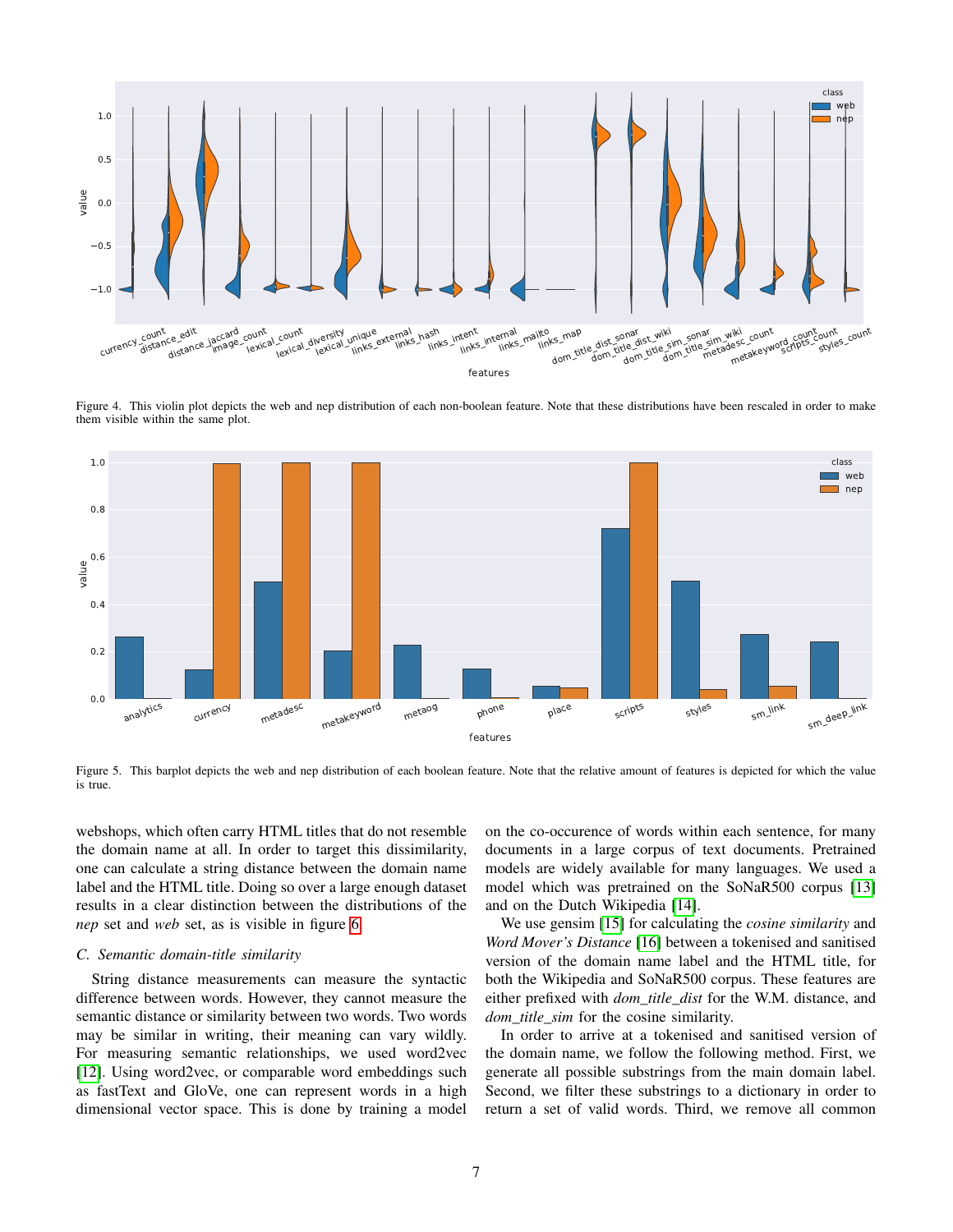Figure 4. This violin plot depicts the web and nep distribution of each non-boolean feature. Note that these distributions have been rescaled in order to make them visible within the same plot.

Figure 5. This barplot depicts the web and nep distribution of each boolean feature. Note that the relative amount of features is depicted for which the value is true.

webshops, which often carry HTML titles that do not resemble the domain name at all. In order to target this dissimilarity, one can calculate a string distance between the domain name label and the HTML title. Doing so over a large enough dataset results in a clear distinction between the distributions of the *nep* set and *web* set, as is visible in figure 6.

### C. Semantic domain-title similarity

String distance measurements can measure the syntactic difference between words. However, they cannot measure the semantic distance or similarity between two words. Two words may be similar in writing, their meaning can vary wildly. For measuring semantic relationships, we used word2vec [12]. Using word2vec, or comparable word embeddings such as fastText and GloVe, one can represent words in a high dimensional vector space. This is done by training a model on the co-occurence of words within each sentence, for many documents in a large corpus of text documents. Pretrained models are widely available for many languages. We used a model which was pretrained on the SoNaR500 corpus [13] and on the Dutch Wikipedia [14].

We use gensim [15] for calculating the *cosine similarity* and *Word Mover's Distance* [16] between a tokenised and sanitised version of the domain name label and the HTML title, for both the Wikipedia and SoNaR500 corpus. These features are either prefixed with *dom_title_dist* for the W.M. distance, and *dom_title_sim* for the cosine similarity.

In order to arrive at a tokenised and sanitised version of the domain name, we follow the following method. First, we generate all possible substrings from the main domain label. Second, we filter these substrings to a dictionary in order to return a set of valid words. Third, we remove all common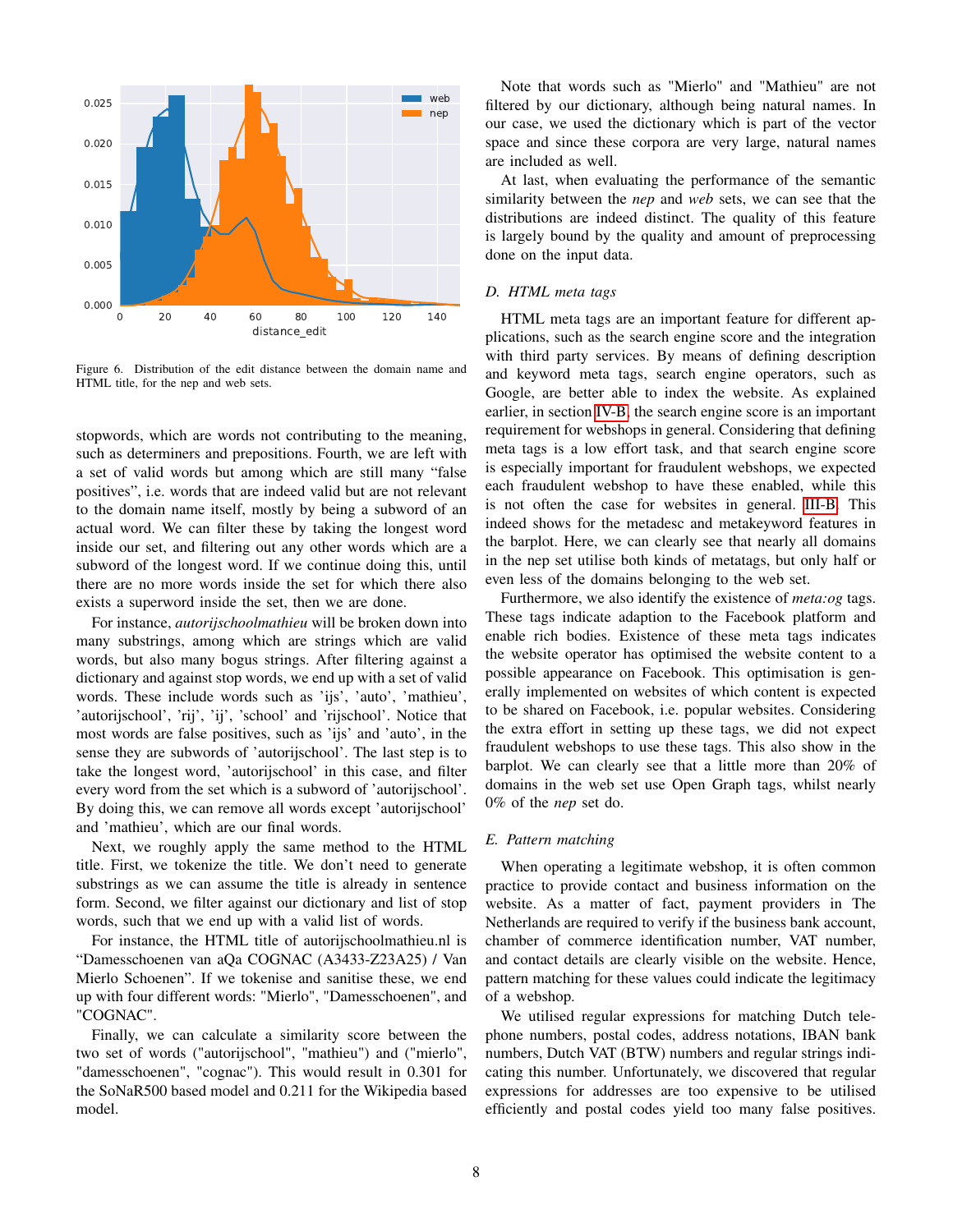Figure 6. Distribution of the edit distance between the domain name and HTML title, for the nep and web sets.

stopwords, which are words not contributing to the meaning, such as determiners and prepositions. Fourth, we are left with a set of valid words but among which are still many "false positives", i.e. words that are indeed valid but are not relevant to the domain name itself, mostly by being a subword of an actual word. We can filter these by taking the longest word inside our set, and filtering out any other words which are a subword of the longest word. If we continue doing this, until there are no more words inside the set for which there also exists a superword inside the set, then we are done.

For instance, *autorijschoolmathieu* will be broken down into many substrings, among which are strings which are valid words, but also many bogus strings. After filtering against a dictionary and against stop words, we end up with a set of valid words. These include words such as 'ijs', 'auto', 'mathieu', 'autorijschool', 'rij', 'ij', 'school' and 'rijschool'. Notice that most words are false positives, such as 'ijs' and 'auto', in the sense they are subwords of 'autorijschool'. The last step is to take the longest word, 'autorijschool' in this case, and filter every word from the set which is a subword of 'autorijschool'. By doing this, we can remove all words except 'autorijschool' and 'mathieu', which are our final words.

Next, we roughly apply the same method to the HTML title. First, we tokenize the title. We don't need to generate substrings as we can assume the title is already in sentence form. Second, we filter against our dictionary and list of stop words, such that we end up with a valid list of words.

For instance, the HTML title of autorijschoolmathieu.nl is "Damesschoenen van aQa COGNAC (A3433-Z23A25) / Van Mierlo Schoenen". If we tokenise and sanitise these, we end up with four different words: "Mierlo", "Damesschoenen", and "COGNAC".

Finally, we can calculate a similarity score between the two set of words ("autorijschool", "mathieu") and ("mierlo", "damesschoenen", "cognac"). This would result in 0.301 for the SoNaR500 based model and 0.211 for the Wikipedia based model.

Note that words such as "Mierlo" and "Mathieu" are not filtered by our dictionary, although being natural names. In our case, we used the dictionary which is part of the vector space and since these corpora are very large, natural names are included as well.

At last, when evaluating the performance of the semantic similarity between the *nep* and *web* sets, we can see that the distributions are indeed distinct. The quality of this feature is largely bound by the quality and amount of preprocessing done on the input data.

### D. HTML meta tags

HTML meta tags are an important feature for different applications, such as the search engine score and the integration with third party services. By means of defining description and keyword meta tags, search engine operators, such as Google, are better able to index the website. As explained earlier, in section IV-B, the search engine score is an important requirement for webshops in general. Considering that defining meta tags is a low effort task, and that search engine score is especially important for fraudulent webshops, we expected each fraudulent webshop to have these enabled, while this is not often the case for websites in general. III-B. This indeed shows for the metadesc and metakeyword features in the barplot. Here, we can clearly see that nearly all domains in the nep set utilise both kinds of metatags, but only half or even less of the domains belonging to the web set.

Furthermore, we also identify the existence of *meta:og* tags. These tags indicate adaption to the Facebook platform and enable rich bodies. Existence of these meta tags indicates the website operator has optimised the website content to a possible appearance on Facebook. This optimisation is generally implemented on websites of which content is expected to be shared on Facebook, i.e. popular websites. Considering the extra effort in setting up these tags, we did not expect fraudulent webshops to use these tags. This also show in the barplot. We can clearly see that a little more than 20% of domains in the web set use Open Graph tags, whilst nearly 0% of the *nep* set do.

### E. Pattern matching

When operating a legitimate webshop, it is often common practice to provide contact and business information on the website. As a matter of fact, payment providers in The Netherlands are required to verify if the business bank account, chamber of commerce identification number, VAT number, and contact details are clearly visible on the website. Hence, pattern matching for these values could indicate the legitimacy of a webshop.

We utilised regular expressions for matching Dutch telephone numbers, postal codes, address notations, IBAN bank numbers, Dutch VAT (BTW) numbers and regular strings indicating this number. Unfortunately, we discovered that regular expressions for addresses are too expensive to be utilised efficiently and postal codes yield too many false positives.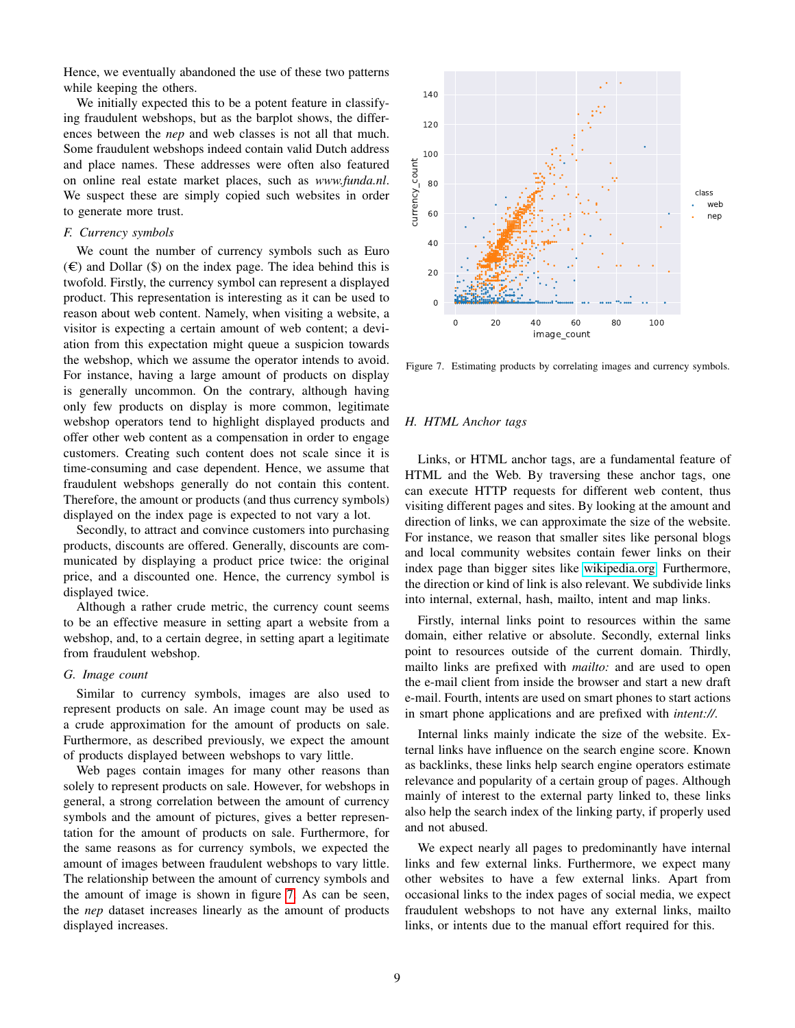Hence, we eventually abandoned the use of these two patterns while keeping the others.

We initially expected this to be a potent feature in classifying fraudulent webshops, but as the barplot shows, the differences between the *nep* and web classes is not all that much. Some fraudulent webshops indeed contain valid Dutch address and place names. These addresses were often also featured on online real estate market places, such as *www.funda.nl*. We suspect these are simply copied such websites in order to generate more trust.

### F. Currency symbols

We count the number of currency symbols such as Euro (€) and Dollar ($) on the index page. The idea behind this is twofold. Firstly, the currency symbol can represent a displayed product. This representation is interesting as it can be used to reason about web content. Namely, when visiting a website, a visitor is expecting a certain amount of web content; a deviation from this expectation might queue a suspicion towards the webshop, which we assume the operator intends to avoid. For instance, having a large amount of products on display is generally uncommon. On the contrary, although having only few products on display is more common, legitimate webshop operators tend to highlight displayed products and offer other web content as a compensation in order to engage customers. Creating such content does not scale since it is time-consuming and case dependent. Hence, we assume that fraudulent webshops generally do not contain this content. Therefore, the amount or products (and thus currency symbols) displayed on the index page is expected to not vary a lot.

Secondly, to attract and convince customers into purchasing products, discounts are offered. Generally, discounts are communicated by displaying a product price twice: the original price, and a discounted one. Hence, the currency symbol is displayed twice.

Although a rather crude metric, the currency count seems to be an effective measure in setting apart a website from a webshop, and, to a certain degree, in setting apart a legitimate from fraudulent webshop.

### G. Image count

Similar to currency symbols, images are also used to represent products on sale. An image count may be used as a crude approximation for the amount of products on sale. Furthermore, as described previously, we expect the amount of products displayed between webshops to vary little.

Web pages contain images for many other reasons than solely to represent products on sale. However, for webshops in general, a strong correlation between the amount of currency symbols and the amount of pictures, gives a better representation for the amount of products on sale. Furthermore, for the same reasons as for currency symbols, we expected the amount of images between fraudulent webshops to vary little. The relationship between the amount of currency symbols and the amount of image is shown in figure 7. As can be seen, the *nep* dataset increases linearly as the amount of products displayed increases.

Figure 7. Estimating products by correlating images and currency symbols.

### H. HTML Anchor tags

Links, or HTML anchor tags, are a fundamental feature of HTML and the Web. By traversing these anchor tags, one can execute HTTP requests for different web content, thus visiting different pages and sites. By looking at the amount and direction of links, we can approximate the size of the website. For instance, we reason that smaller sites like personal blogs and local community websites contain fewer links on their index page than bigger sites like wikipedia.org. Furthermore, the direction or kind of link is also relevant. We subdivide links into internal, external, hash, mailto, intent and map links.

Firstly, internal links point to resources within the same domain, either relative or absolute. Secondly, external links point to resources outside of the current domain. Thirdly, mailto links are prefixed with *mailto:* and are used to open the e-mail client from inside the browser and start a new draft e-mail. Fourth, intents are used on smart phones to start actions in smart phone applications and are prefixed with *intent://*.

Internal links mainly indicate the size of the website. External links have influence on the search engine score. Known as backlinks, these links help search engine operators estimate relevance and popularity of a certain group of pages. Although mainly of interest to the external party linked to, these links also help the search index of the linking party, if properly used and not abused.

We expect nearly all pages to predominantly have internal links and few external links. Furthermore, we expect many other websites to have a few external links. Apart from occasional links to the index pages of social media, we expect fraudulent webshops to not have any external links, mailto links, or intents due to the manual effort required for this.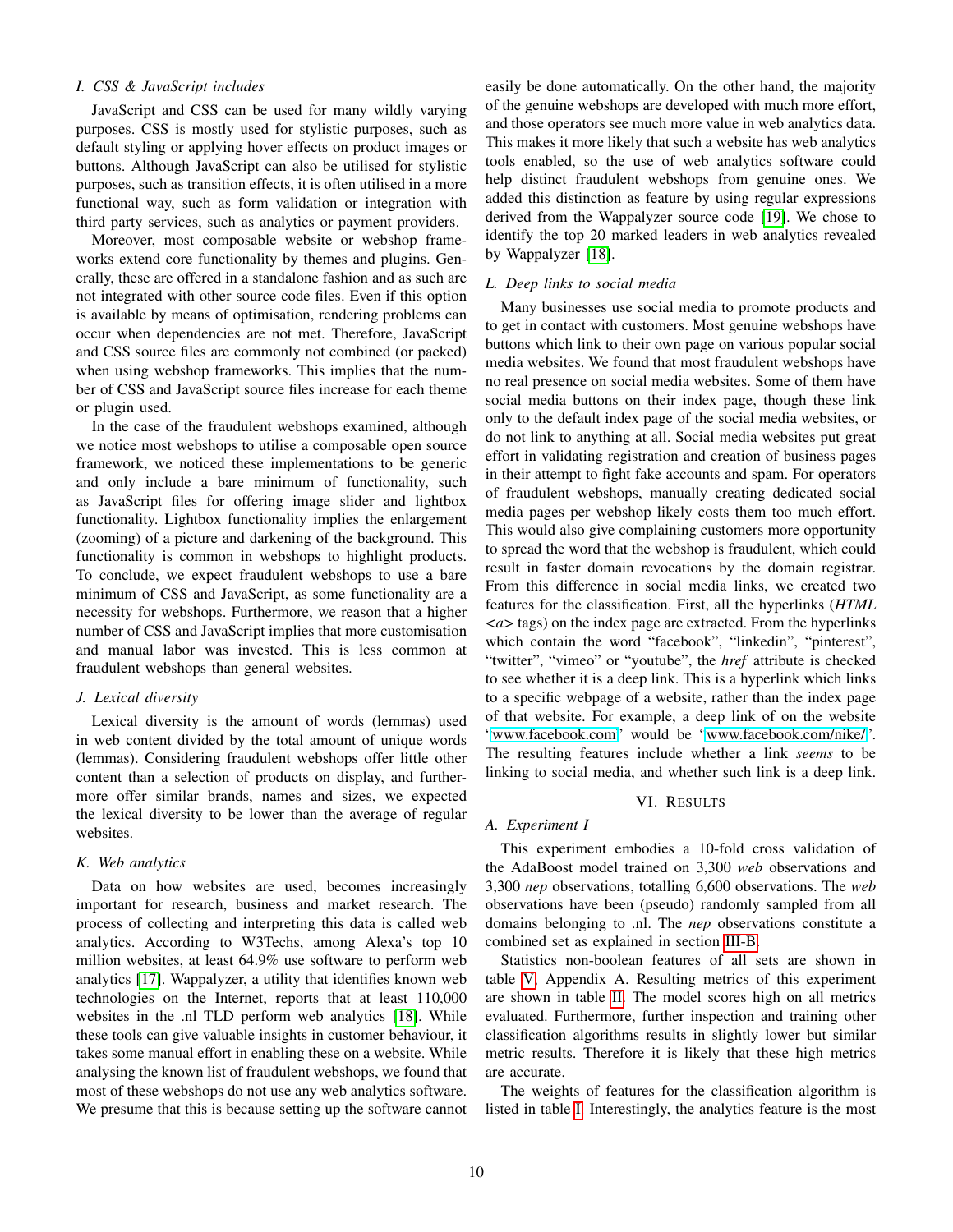### I. CSS & JavaScript includes

JavaScript and CSS can be used for many wildly varying purposes. CSS is mostly used for stylistic purposes, such as default styling or applying hover effects on product images or buttons. Although JavaScript can also be utilised for stylistic purposes, such as transition effects, it is often utilised in a more functional way, such as form validation or integration with third party services, such as analytics or payment providers.

Moreover, most composable website or webshop frameworks extend core functionality by themes and plugins. Generally, these are offered in a standalone fashion and as such are not integrated with other source code files. Even if this option is available by means of optimisation, rendering problems can occur when dependencies are not met. Therefore, JavaScript and CSS source files are commonly not combined (or packed) when using webshop frameworks. This implies that the number of CSS and JavaScript source files increase for each theme or plugin used.

In the case of the fraudulent webshops examined, although we notice most webshops to utilise a composable open source framework, we noticed these implementations to be generic and only include a bare minimum of functionality, such as JavaScript files for offering image slider and lightbox functionality. Lightbox functionality implies the enlargement (zooming) of a picture and darkening of the background. This functionality is common in webshops to highlight products. To conclude, we expect fraudulent webshops to use a bare minimum of CSS and JavaScript, as some functionality are a necessity for webshops. Furthermore, we reason that a higher number of CSS and JavaScript implies that more customisation and manual labor was invested. This is less common at fraudulent webshops than general websites.

### J. Lexical diversity

Lexical diversity is the amount of words (lemmas) used in web content divided by the total amount of unique words (lemmas). Considering fraudulent webshops offer little other content than a selection of products on display, and furthermore offer similar brands, names and sizes, we expected the lexical diversity to be lower than the average of regular websites.

### K. Web analytics

Data on how websites are used, becomes increasingly important for research, business and market research. The process of collecting and interpreting this data is called web analytics. According to W3Techs, among Alexa's top 10 million websites, at least 64.9% use software to perform web analytics [17]. Wappalyzer, a utility that identifies known web technologies on the Internet, reports that at least 110,000 websites in the .nl TLD perform web analytics [18]. While these tools can give valuable insights in customer behaviour, it takes some manual effort in enabling these on a website. While analysing the known list of fraudulent webshops, we found that most of these webshops do not use any web analytics software. We presume that this is because setting up the software cannot easily be done automatically. On the other hand, the majority of the genuine webshops are developed with much more effort, and those operators see much more value in web analytics data. This makes it more likely that such a website has web analytics tools enabled, so the use of web analytics software could help distinct fraudulent webshops from genuine ones. We added this distinction as feature by using regular expressions derived from the Wappalyzer source code [19]. We chose to identify the top 20 marked leaders in web analytics revealed by Wappalyzer [18].

### L. Deep links to social media

Many businesses use social media to promote products and to get in contact with customers. Most genuine webshops have buttons which link to their own page on various popular social media websites. We found that most fraudulent webshops have no real presence on social media websites. Some of them have social media buttons on their index page, though these link only to the default index page of the social media websites, or do not link to anything at all. Social media websites put great effort in validating registration and creation of business pages in their attempt to fight fake accounts and spam. For operators of fraudulent webshops, manually creating dedicated social media pages per webshop likely costs them too much effort. This would also give complaining customers more opportunity to spread the word that the webshop is fraudulent, which could result in faster domain revocations by the domain registrar. From this difference in social media links, we created two features for the classification. First, all the hyperlinks (*HTML <a>* tags) on the index page are extracted. From the hyperlinks which contain the word "facebook", "linkedin", "pinterest", "twitter", "vimeo" or "youtube", the *href* attribute is checked to see whether it is a deep link. This is a hyperlink which links to a specific webpage of a website, rather than the index page of that website. For example, a deep link of on the website 'www.facebook.com' would be 'www.facebook.com/nike/'. The resulting features include whether a link *seems* to be linking to social media, and whether such link is a deep link.

## VI. Results

### A. Experiment I

This experiment embodies a 10-fold cross validation of the AdaBoost model trained on 3,300 *web* observations and 3,300 *nep* observations, totalling 6,600 observations. The *web* observations have been (pseudo) randomly sampled from all domains belonging to .nl. The *nep* observations constitute a combined set as explained in section III-B.

Statistics non-boolean features of all sets are shown in table V, Appendix A. Resulting metrics of this experiment are shown in table II. The model scores high on all metrics evaluated. Furthermore, further inspection and training other classification algorithms results in slightly lower but similar metric results. Therefore it is likely that these high metrics are accurate.

The weights of features for the classification algorithm is listed in table I. Interestingly, the analytics feature is the most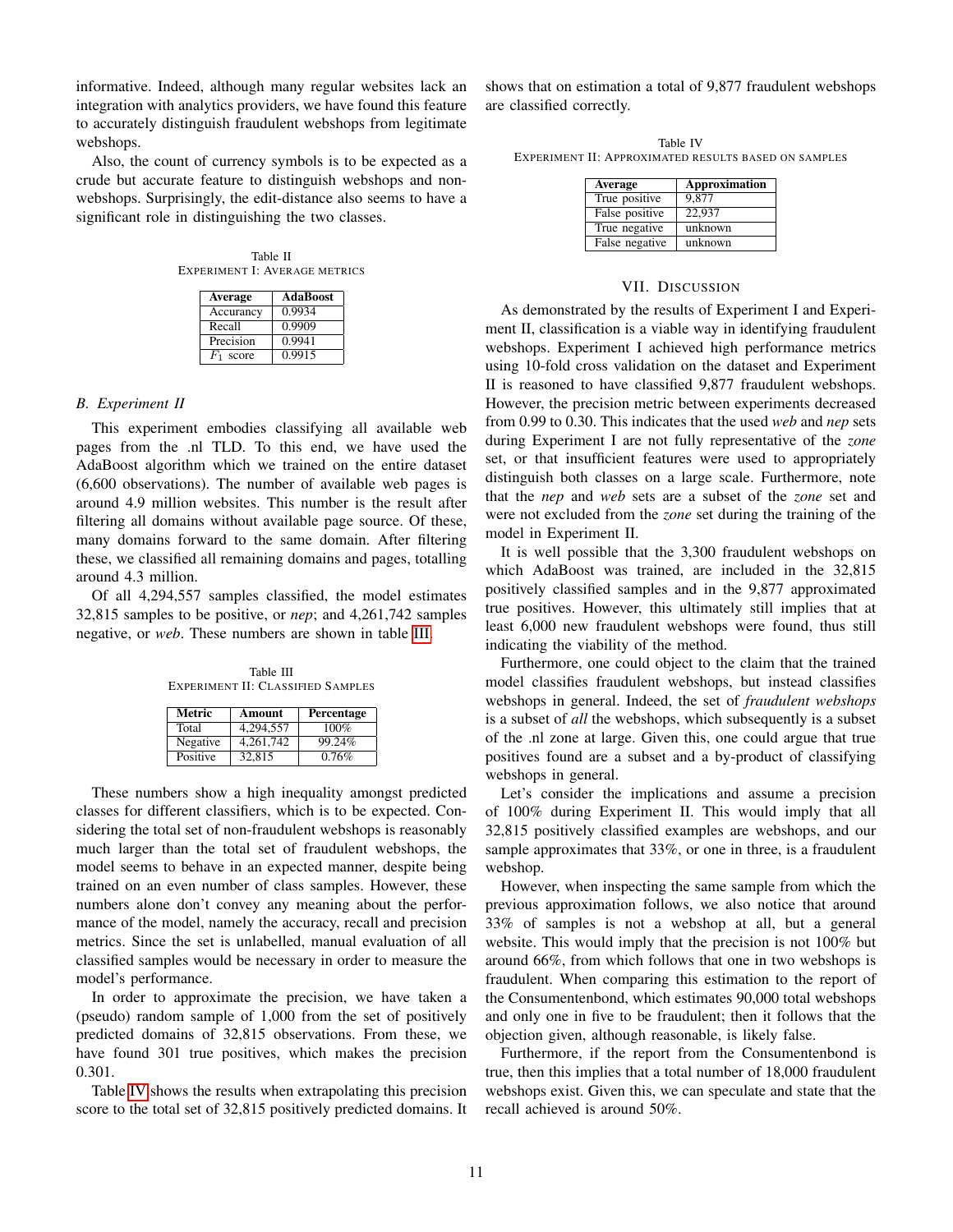informative. Indeed, although many regular websites lack an integration with analytics providers, we have found this feature to accurately distinguish fraudulent webshops from legitimate webshops.

Also, the count of currency symbols is to be expected as a crude but accurate feature to distinguish webshops and non-webshops. Surprisingly, the edit-distance also seems to have a significant role in distinguishing the two classes.

Table II
EXPERIMENT I: AVERAGE METRICS

| Average | AdaBoost |
|---|---|
| Accurancy | 0.9934 |
| Recall | 0.9909 |
| Precision | 0.9941 |
| $F_1$ score | 0.9915 |

### *B. Experiment II*

This experiment embodies classifying all available web pages from the .nl TLD. To this end, we have used the AdaBoost algorithm which we trained on the entire dataset (6,600 observations). The number of available web pages is around 4.9 million websites. This number is the result after filtering all domains without available page source. Of these, many domains forward to the same domain. After filtering these, we classified all remaining domains and pages, totalling around 4.3 million.

Of all 4,294,557 samples classified, the model estimates 32,815 samples to be positive, or *nep*; and 4,261,742 samples negative, or *web*. These numbers are shown in table III.

Table III
EXPERIMENT II: CLASSIFIED SAMPLES

| Metric | Amount | Percentage |
|---|---|---|
| Total | 4,294,557 | 100% |
| Negative | 4,261,742 | 99.24% |
| Positive | 32,815 | 0.76% |

These numbers show a high inequality amongst predicted classes for different classifiers, which is to be expected. Considering the total set of non-fraudulent webshops is reasonably much larger than the total set of fraudulent webshops, the model seems to behave in an expected manner, despite being trained on an even number of class samples. However, these numbers alone don't convey any meaning about the performance of the model, namely the accuracy, recall and precision metrics. Since the set is unlabelled, manual evaluation of all classified samples would be necessary in order to measure the model's performance.

In order to approximate the precision, we have taken a (pseudo) random sample of 1,000 from the set of positively predicted domains of 32,815 observations. From these, we have found 301 true positives, which makes the precision 0.301.

Table IV shows the results when extrapolating this precision score to the total set of 32,815 positively predicted domains. It shows that on estimation a total of 9,877 fraudulent webshops are classified correctly.

Table IV
EXPERIMENT II: APPROXIMATED RESULTS BASED ON SAMPLES

| Average | Approximation |
|---|---|
| True positive | 9,877 |
| False positive | 22,937 |
| True negative | unknown |
| False negative | unknown |

## VII. DISCUSSION

As demonstrated by the results of Experiment I and Experiment II, classification is a viable way in identifying fraudulent webshops. Experiment I achieved high performance metrics using 10-fold cross validation on the dataset and Experiment II is reasoned to have classified 9,877 fraudulent webshops. However, the precision metric between experiments decreased from 0.99 to 0.30. This indicates that the used *web* and *nep* sets during Experiment I are not fully representative of the *zone* set, or that insufficient features were used to appropriately distinguish both classes on a large scale. Furthermore, note that the *nep* and *web* sets are a subset of the *zone* set and were not excluded from the *zone* set during the training of the model in Experiment II.

It is well possible that the 3,300 fraudulent webshops on which AdaBoost was trained, are included in the 32,815 positively classified samples and in the 9,877 approximated true positives. However, this ultimately still implies that at least 6,000 new fraudulent webshops were found, thus still indicating the viability of the method.

Furthermore, one could object to the claim that the trained model classifies fraudulent webshops, but instead classifies webshops in general. Indeed, the set of *fraudulent webshops* is a subset of *all* the webshops, which subsequently is a subset of the .nl zone at large. Given this, one could argue that true positives found are a subset and a by-product of classifying webshops in general.

Let's consider the implications and assume a precision of 100% during Experiment II. This would imply that all 32,815 positively classified examples are webshops, and our sample approximates that 33%, or one in three, is a fraudulent webshop.

However, when inspecting the same sample from which the previous approximation follows, we also notice that around 33% of samples is not a webshop at all, but a general website. This would imply that the precision is not 100% but around 66%, from which follows that one in two webshops is fraudulent. When comparing this estimation to the report of the Consumentenbond, which estimates 90,000 total webshops and only one in five to be fraudulent; then it follows that the objection given, although reasonable, is likely false.

Furthermore, if the report from the Consumentenbond is true, then this implies that a total number of 18,000 fraudulent webshops exist. Given this, we can speculate and state that the recall achieved is around 50%.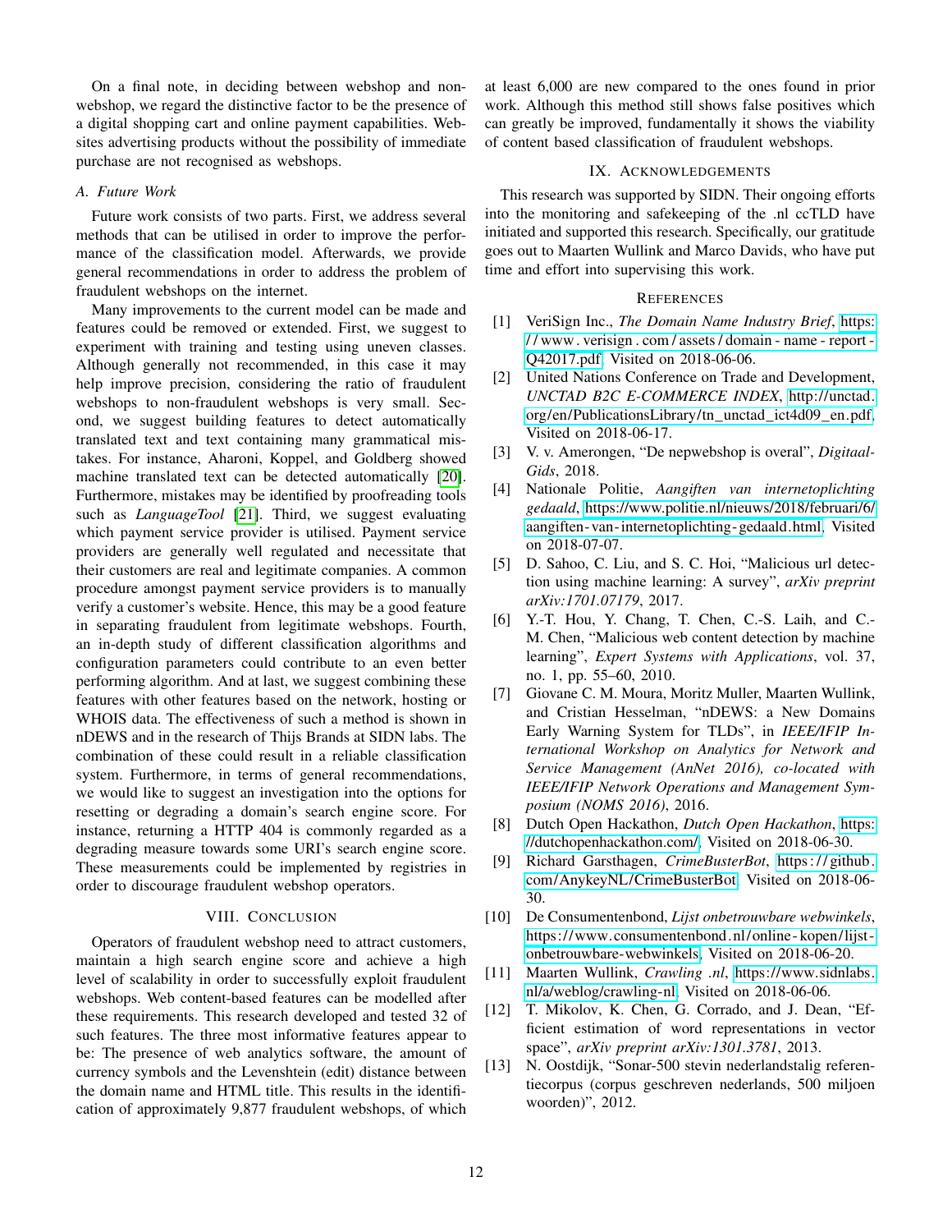On a final note, in deciding between webshop and non-webshop, we regard the distinctive factor to be the presence of a digital shopping cart and online payment capabilities. Websites advertising products without the possibility of immediate purchase are not recognised as webshops.

### A. Future Work

Future work consists of two parts. First, we address several methods that can be utilised in order to improve the performance of the classification model. Afterwards, we provide general recommendations in order to address the problem of fraudulent webshops on the internet.

Many improvements to the current model can be made and features could be removed or extended. First, we suggest to experiment with training and testing using uneven classes. Although generally not recommended, in this case it may help improve precision, considering the ratio of fraudulent webshops to non-fraudulent webshops is very small. Second, we suggest building features to detect automatically translated text and text containing many grammatical mistakes. For instance, Aharoni, Koppel, and Goldberg showed machine translated text can be detected automatically [20]. Furthermore, mistakes may be identified by proofreading tools such as *LanguageTool* [21]. Third, we suggest evaluating which payment service provider is utilised. Payment service providers are generally well regulated and necessitate that their customers are real and legitimate companies. A common procedure amongst payment service providers is to manually verify a customer's website. Hence, this may be a good feature in separating fraudulent from legitimate webshops. Fourth, an in-depth study of different classification algorithms and configuration parameters could contribute to an even better performing algorithm. And at last, we suggest combining these features with other features based on the network, hosting or WHOIS data. The effectiveness of such a method is shown in nDEWS and in the research of Thijs Brands at SIDN labs. The combination of these could result in a reliable classification system. Furthermore, in terms of general recommendations, we would like to suggest an investigation into the options for resetting or degrading a domain's search engine score. For instance, returning a HTTP 404 is commonly regarded as a degrading measure towards some URI's search engine score. These measurements could be implemented by registries in order to discourage fraudulent webshop operators.

## VIII. Conclusion

Operators of fraudulent webshop need to attract customers, maintain a high search engine score and achieve a high level of scalability in order to successfully exploit fraudulent webshops. Web content-based features can be modelled after these requirements. This research developed and tested 32 of such features. The three most informative features appear to be: The presence of web analytics software, the amount of currency symbols and the Levenshtein (edit) distance between the domain name and HTML title. This results in the identification of approximately 9,877 fraudulent webshops, of which at least 6,000 are new compared to the ones found in prior work. Although this method still shows false positives which can greatly be improved, fundamentally it shows the viability of content based classification of fraudulent webshops.

## IX. Acknowledgements

This research was supported by SIDN. Their ongoing efforts into the monitoring and safekeeping of the .nl ccTLD have initiated and supported this research. Specifically, our gratitude goes out to Maarten Wullink and Marco Davids, who have put time and effort into supervising this work.

## References

[1] VeriSign Inc., *The Domain Name Industry Brief*, https://www.verisign.com/assets/domain-name-report-Q42017.pdf, Visited on 2018-06-06.

[2] United Nations Conference on Trade and Development, *UNCTAD B2C E-COMMERCE INDEX*, http://unctad.org/en/PublicationsLibrary/tn_unctad_ict4d09_en.pdf, Visited on 2018-06-17.

[3] V. v. Amerongen, "De nepwebshop is overal", *Digitaal-Gids*, 2018.

[4] Nationale Politie, *Aangiften van internetoplichting gedaald*, https://www.politie.nl/nieuws/2018/februari/6/aangiften-van-internetoplichting-gedaald.html, Visited on 2018-07-07.

[5] D. Sahoo, C. Liu, and S. C. Hoi, "Malicious url detection using machine learning: A survey", *arXiv preprint arXiv:1701.07179*, 2017.

[6] Y.-T. Hou, Y. Chang, T. Chen, C.-S. Laih, and C.-M. Chen, "Malicious web content detection by machine learning", *Expert Systems with Applications*, vol. 37, no. 1, pp. 55–60, 2010.

[7] Giovane C. M. Moura, Moritz Muller, Maarten Wullink, and Cristian Hesselman, "nDEWS: a New Domains Early Warning System for TLDs", in *IEEE/IFIP International Workshop on Analytics for Network and Service Management (AnNet 2016), co-located with IEEE/IFIP Network Operations and Management Symposium (NOMS 2016)*, 2016.

[8] Dutch Open Hackathon, *Dutch Open Hackathon*, https://dutchopenhackathon.com/, Visited on 2018-06-30.

[9] Richard Garsthagen, *CrimeBusterBot*, https://github.com/AnykeyNL/CrimeBusterBot, Visited on 2018-06-30.

[10] De Consumentenbond, *Lijst onbetrouwbare webwinkels*, https://www.consumentenbond.nl/online-kopen/lijst-onbetrouwbare-webwinkels, Visited on 2018-06-20.

[11] Maarten Wullink, *Crawling .nl*, https://www.sidnlabs.nl/a/weblog/crawling-nl, Visited on 2018-06-06.

[12] T. Mikolov, K. Chen, G. Corrado, and J. Dean, "Efficient estimation of word representations in vector space", *arXiv preprint arXiv:1301.3781*, 2013.

[13] N. Oostdijk, "Sonar-500 stevin nederlandstalig referentiecorpus (corpus geschreven nederlands, 500 miljoen woorden)", 2012.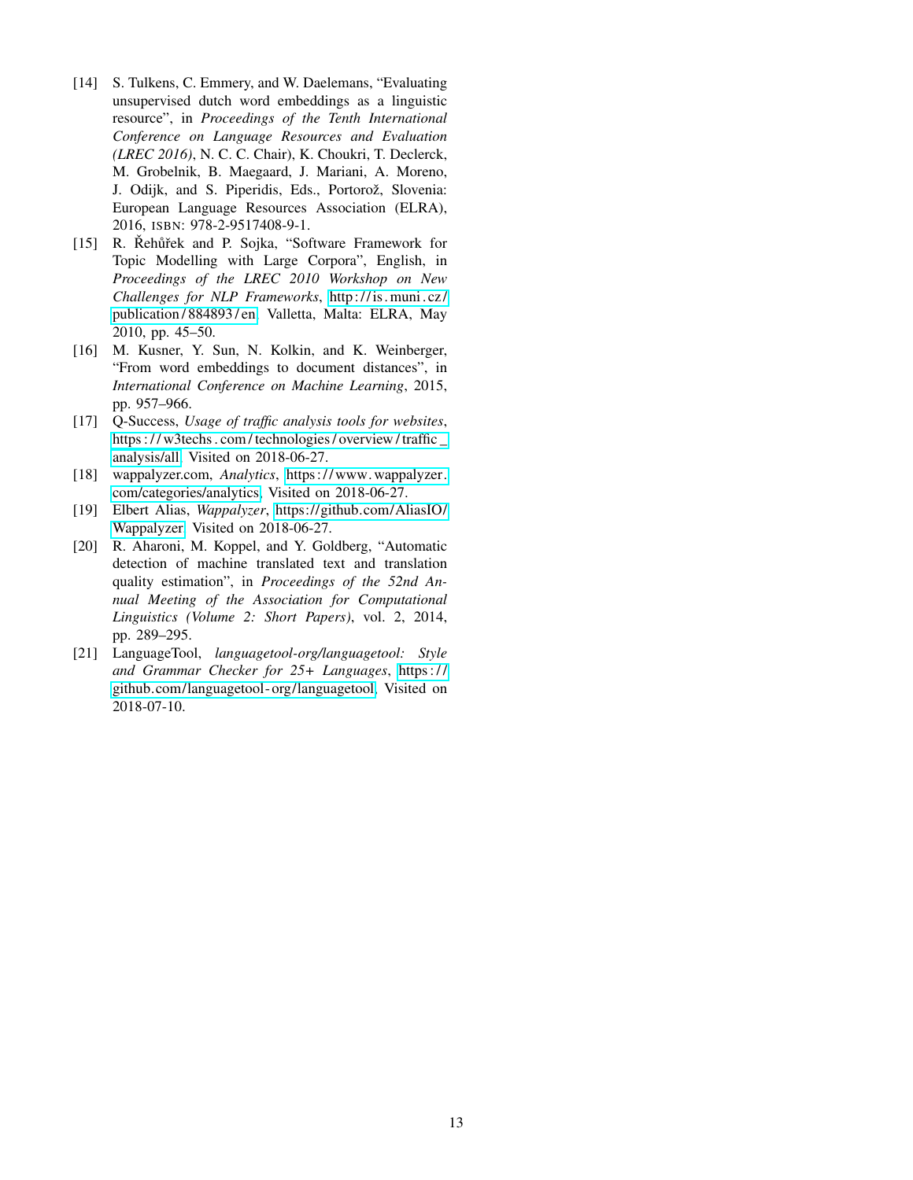[14] S. Tulkens, C. Emmery, and W. Daelemans, "Evaluating unsupervised dutch word embeddings as a linguistic resource", in *Proceedings of the Tenth International Conference on Language Resources and Evaluation (LREC 2016)*, N. C. C. Chair), K. Choukri, T. Declerck, M. Grobelnik, B. Maegaard, J. Mariani, A. Moreno, J. Odijk, and S. Piperidis, Eds., Portorož, Slovenia: European Language Resources Association (ELRA), 2016, ISBN: 978-2-9517408-9-1.

[15] R. Řehůřek and P. Sojka, "Software Framework for Topic Modelling with Large Corpora", English, in *Proceedings of the LREC 2010 Workshop on New Challenges for NLP Frameworks*, http://is.muni.cz/publication/884893/en, Valletta, Malta: ELRA, May 2010, pp. 45–50.

[16] M. Kusner, Y. Sun, N. Kolkin, and K. Weinberger, "From word embeddings to document distances", in *International Conference on Machine Learning*, 2015, pp. 957–966.

[17] Q-Success, *Usage of traffic analysis tools for websites*, https://w3techs.com/technologies/overview/traffic_analysis/all, Visited on 2018-06-27.

[18] wappalyzer.com, *Analytics*, https://www.wappalyzer.com/categories/analytics, Visited on 2018-06-27.

[19] Elbert Alias, *Wappalyzer*, https://github.com/AliasIO/Wappalyzer, Visited on 2018-06-27.

[20] R. Aharoni, M. Koppel, and Y. Goldberg, "Automatic detection of machine translated text and translation quality estimation", in *Proceedings of the 52nd Annual Meeting of the Association for Computational Linguistics (Volume 2: Short Papers)*, vol. 2, 2014, pp. 289–295.

[21] LanguageTool, *languagetool-org/languagetool: Style and Grammar Checker for 25+ Languages*, https://github.com/languagetool-org/languagetool, Visited on 2018-07-10.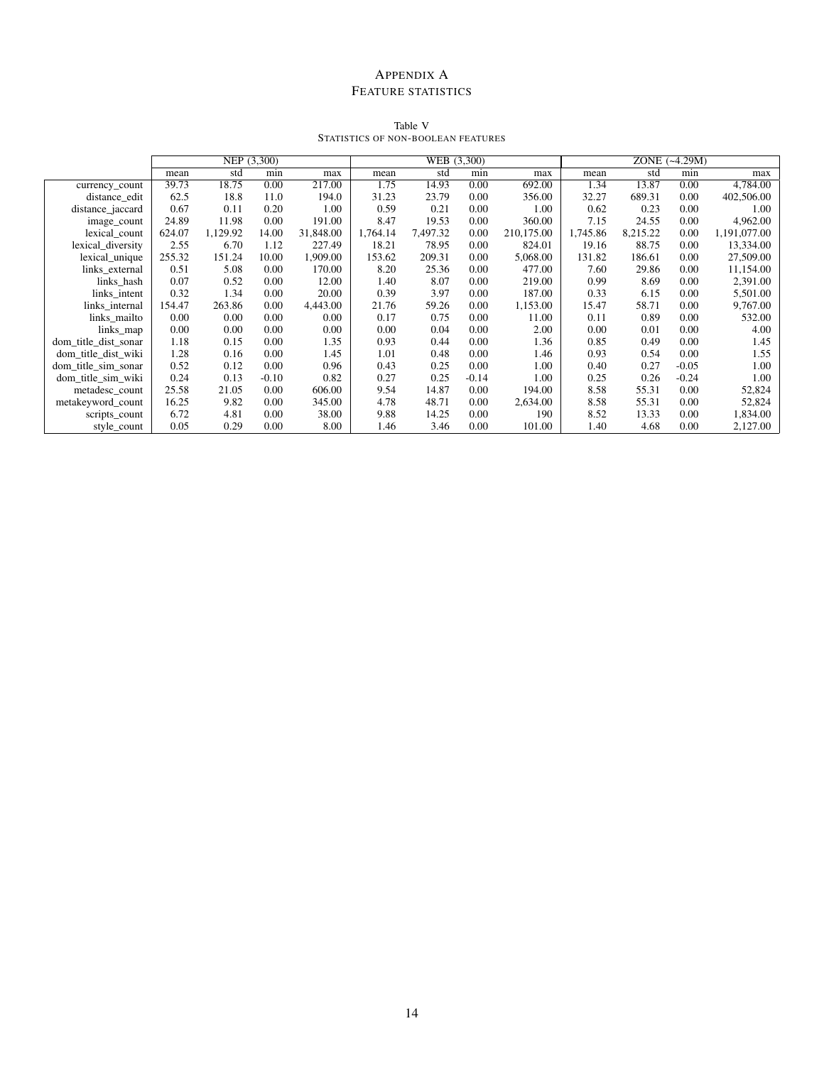# Appendix A
## Feature statistics

Table V
Statistics of non-boolean features

| | NEP (3,300) | | | | WEB (3,300) | | | | ZONE (~4.29M) | | | |
|---|---|---|---|---|---|---|---|---|---|---|---|---|
| | mean | std | min | max | mean | std | min | max | mean | std | min | max |
| currency_count | 39.73 | 18.75 | 0.00 | 217.00 | 1.75 | 14.93 | 0.00 | 692.00 | 1.34 | 13.87 | 0.00 | 4,784.00 |
| distance_edit | 62.5 | 18.8 | 11.0 | 194.0 | 31.23 | 23.79 | 0.00 | 356.00 | 32.27 | 689.31 | 0.00 | 402,506.00 |
| distance_jaccard | 0.67 | 0.11 | 0.20 | 1.00 | 0.59 | 0.21 | 0.00 | 1.00 | 0.62 | 0.23 | 0.00 | 1.00 |
| image_count | 24.89 | 11.98 | 0.00 | 191.00 | 8.47 | 19.53 | 0.00 | 360.00 | 7.15 | 24.55 | 0.00 | 4,962.00 |
| lexical_count | 624.07 | 1,129.92 | 14.00 | 31,848.00 | 1,764.14 | 7,497.32 | 0.00 | 210,175.00 | 1,745.86 | 8,215.22 | 0.00 | 1,191,077.00 |
| lexical_diversity | 2.55 | 6.70 | 1.12 | 227.49 | 18.21 | 78.95 | 0.00 | 824.01 | 19.16 | 88.75 | 0.00 | 13,334.00 |
| lexical_unique | 255.32 | 151.24 | 10.00 | 1,909.00 | 153.62 | 209.31 | 0.00 | 5,068.00 | 131.82 | 186.61 | 0.00 | 27,509.00 |
| links_external | 0.51 | 5.08 | 0.00 | 170.00 | 8.20 | 25.36 | 0.00 | 477.00 | 7.60 | 29.86 | 0.00 | 11,154.00 |
| links_hash | 0.07 | 0.52 | 0.00 | 12.00 | 1.40 | 8.07 | 0.00 | 219.00 | 0.99 | 8.69 | 0.00 | 2,391.00 |
| links_intent | 0.32 | 1.34 | 0.00 | 20.00 | 0.39 | 3.97 | 0.00 | 187.00 | 0.33 | 6.15 | 0.00 | 5,501.00 |
| links_internal | 154.47 | 263.86 | 0.00 | 4,443.00 | 21.76 | 59.26 | 0.00 | 1,153.00 | 15.47 | 58.71 | 0.00 | 9,767.00 |
| links_mailto | 0.00 | 0.00 | 0.00 | 0.00 | 0.17 | 0.75 | 0.00 | 11.00 | 0.11 | 0.89 | 0.00 | 532.00 |
| links_map | 0.00 | 0.00 | 0.00 | 0.00 | 0.00 | 0.04 | 0.00 | 2.00 | 0.00 | 0.01 | 0.00 | 4.00 |
| dom_title_dist_sonar | 1.18 | 0.15 | 0.00 | 1.35 | 0.93 | 0.44 | 0.00 | 1.36 | 0.85 | 0.49 | 0.00 | 1.45 |
| dom_title_dist_wiki | 1.28 | 0.16 | 0.00 | 1.45 | 1.01 | 0.48 | 0.00 | 1.46 | 0.93 | 0.54 | 0.00 | 1.55 |
| dom_title_sim_sonar | 0.52 | 0.12 | 0.00 | 0.96 | 0.43 | 0.25 | 0.00 | 1.00 | 0.40 | 0.27 | -0.05 | 1.00 |
| dom_title_sim_wiki | 0.24 | 0.13 | -0.10 | 0.82 | 0.27 | 0.25 | -0.14 | 1.00 | 0.25 | 0.26 | -0.24 | 1.00 |
| metadesc_count | 25.58 | 21.05 | 0.00 | 606.00 | 9.54 | 14.87 | 0.00 | 194.00 | 8.58 | 55.31 | 0.00 | 52,824 |
| metakeyword_count | 16.25 | 9.82 | 0.00 | 345.00 | 4.78 | 48.71 | 0.00 | 2,634.00 | 8.58 | 55.31 | 0.00 | 52,824 |
| scripts_count | 6.72 | 4.81 | 0.00 | 38.00 | 9.88 | 14.25 | 0.00 | 190 | 8.52 | 13.33 | 0.00 | 1,834.00 |
| style_count | 0.05 | 0.29 | 0.00 | 8.00 | 1.46 | 3.46 | 0.00 | 101.00 | 1.40 | 4.68 | 0.00 | 2,127.00 |